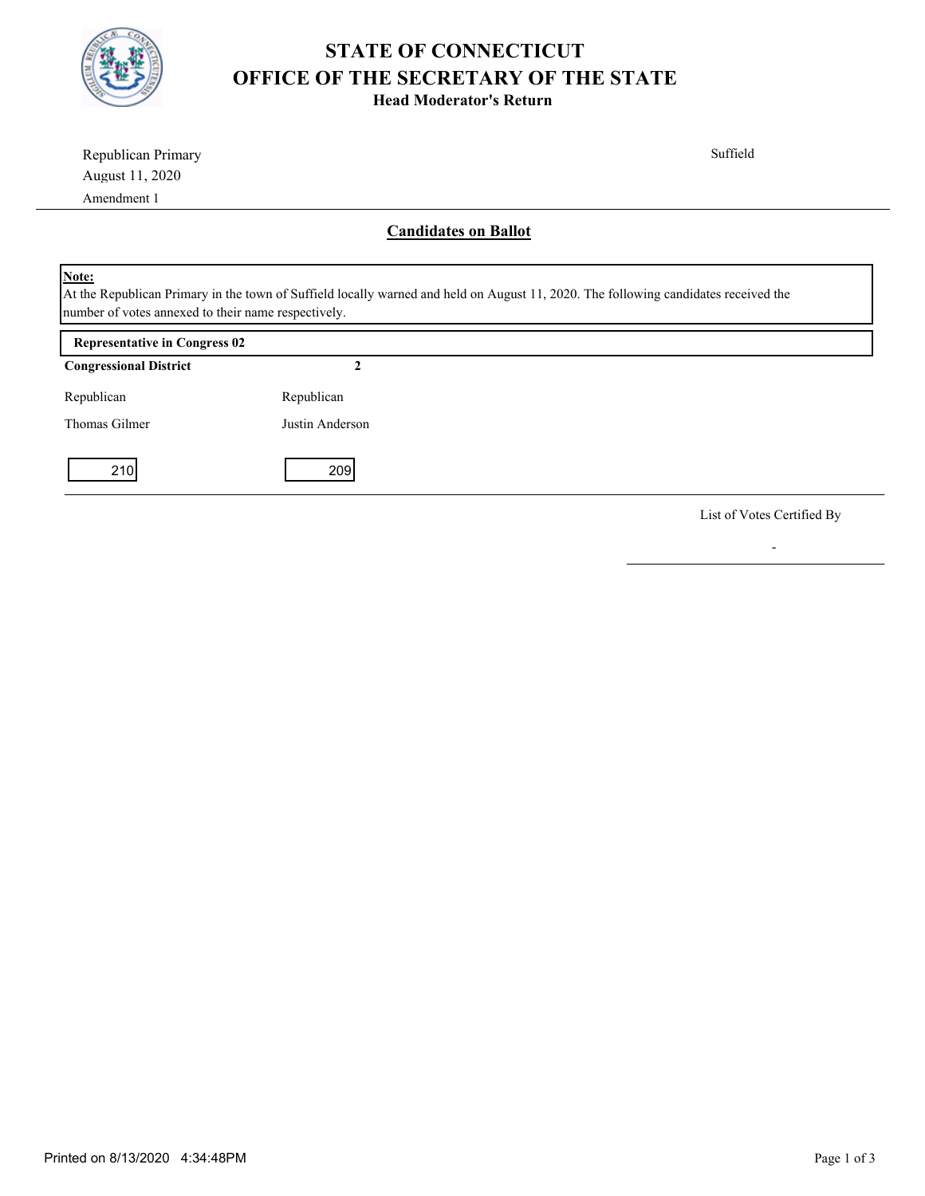# STATE OF CONNECTICUT
# OFFICE OF THE SECRETARY OF THE STATE
### Head Moderator's Return

Republican Primary
August 11, 2020
Amendment 1

Suffield

## Candidates on Ballot

**Note:**
At the Republican Primary in the town of Suffield locally warned and held on August 11, 2020. The following candidates received the number of votes annexed to their name respectively.

**Representative in Congress 02**

| **Congressional District** | **2** |
|---|---|
| Republican | Republican |
| Thomas Gilmer | Justin Anderson |
| 210 | 209 |

List of Votes Certified By

-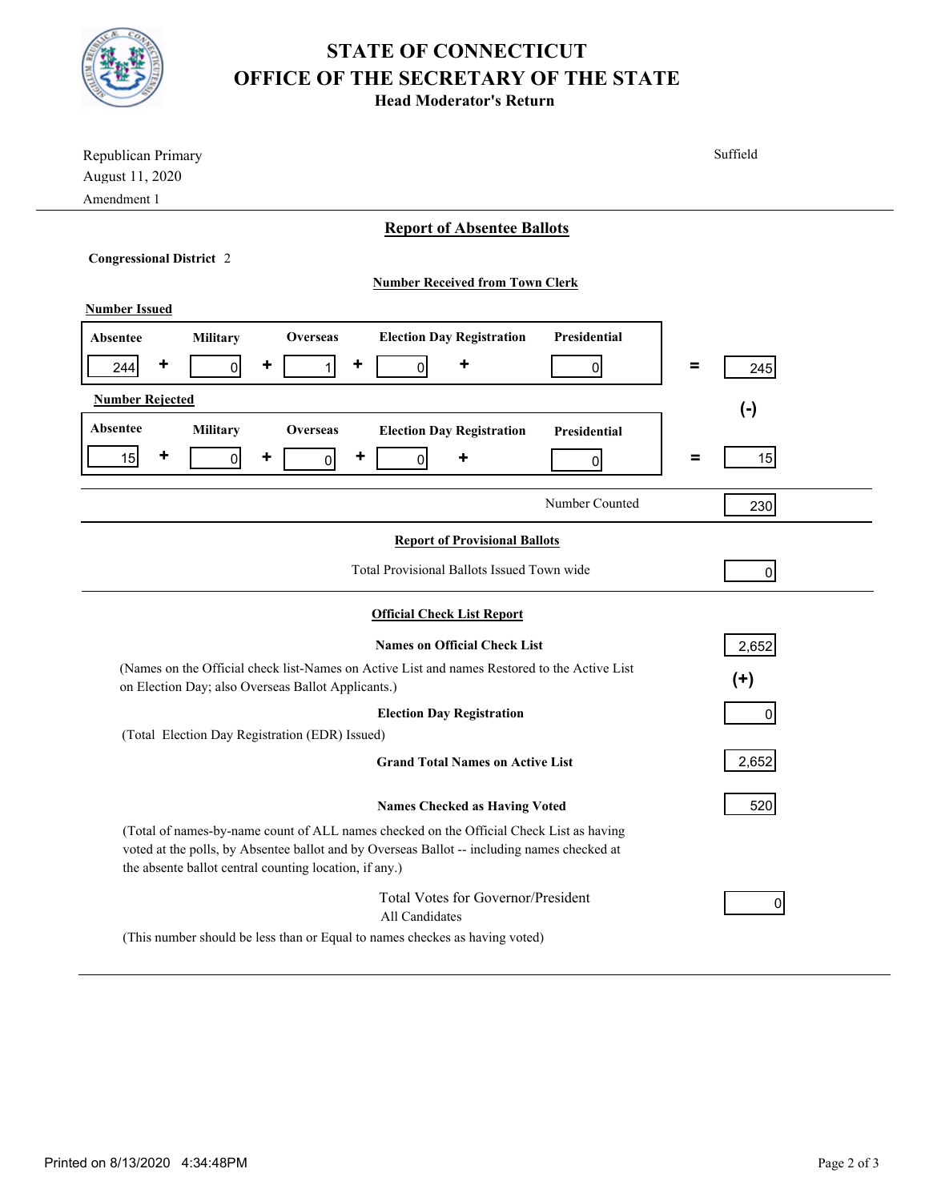# STATE OF CONNECTICUT
# OFFICE OF THE SECRETARY OF THE STATE
## Head Moderator's Return

Republican Primary
August 11, 2020
Amendment 1

Suffield

## Report of Absentee Ballots

**Congressional District** 2

**Number Received from Town Clerk**

**Number Issued**

| Absentee | | Military | | Overseas | | Election Day Registration | | Presidential | | Total |
|---|---|---|---|---|---|---|---|---|---|---|
| 244 | + | 0 | + | 1 | + | 0 | + | 0 | = | 245 |

(-)

**Number Rejected**

| Absentee | | Military | | Overseas | | Election Day Registration | | Presidential | | Total |
|---|---|---|---|---|---|---|---|---|---|---|
| 15 | + | 0 | + | 0 | + | 0 | + | 0 | = | 15 |

Number Counted: 230

## Report of Provisional Ballots

Total Provisional Ballots Issued Town wide: 0

## Official Check List Report

**Names on Official Check List**: 2,652

(Names on the Official check list-Names on Active List and names Restored to the Active List on Election Day; also Overseas Ballot Applicants.)

(+)

**Election Day Registration**: 0

(Total Election Day Registration (EDR) Issued)

**Grand Total Names on Active List**: 2,652

**Names Checked as Having Voted**: 520

(Total of names-by-name count of ALL names checked on the Official Check List as having voted at the polls, by Absentee ballot and by Overseas Ballot -- including names checked at the absente ballot central counting location, if any.)

Total Votes for Governor/President
All Candidates: 0

(This number should be less than or Equal to names checkes as having voted)

Printed on 8/13/2020 4:34:48PM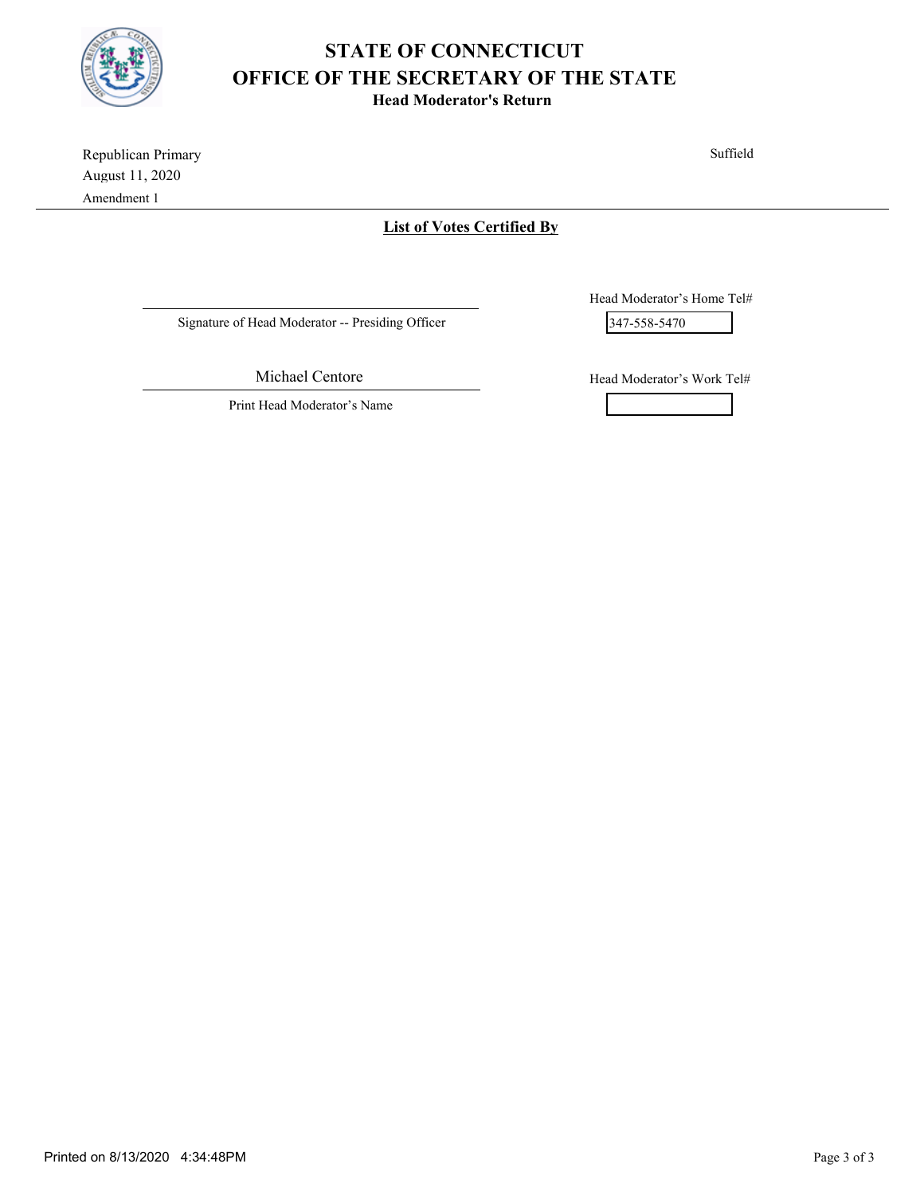# STATE OF CONNECTICUT
# OFFICE OF THE SECRETARY OF THE STATE
### Head Moderator's Return

Republican Primary
August 11, 2020
Amendment 1

Suffield

---

**List of Votes Certified By**

Signature of Head Moderator -- Presiding Officer

Head Moderator's Home Tel#
347-558-5470

Michael Centore

Print Head Moderator's Name

Head Moderator's Work Tel#

Printed on 8/13/2020 4:34:48PM